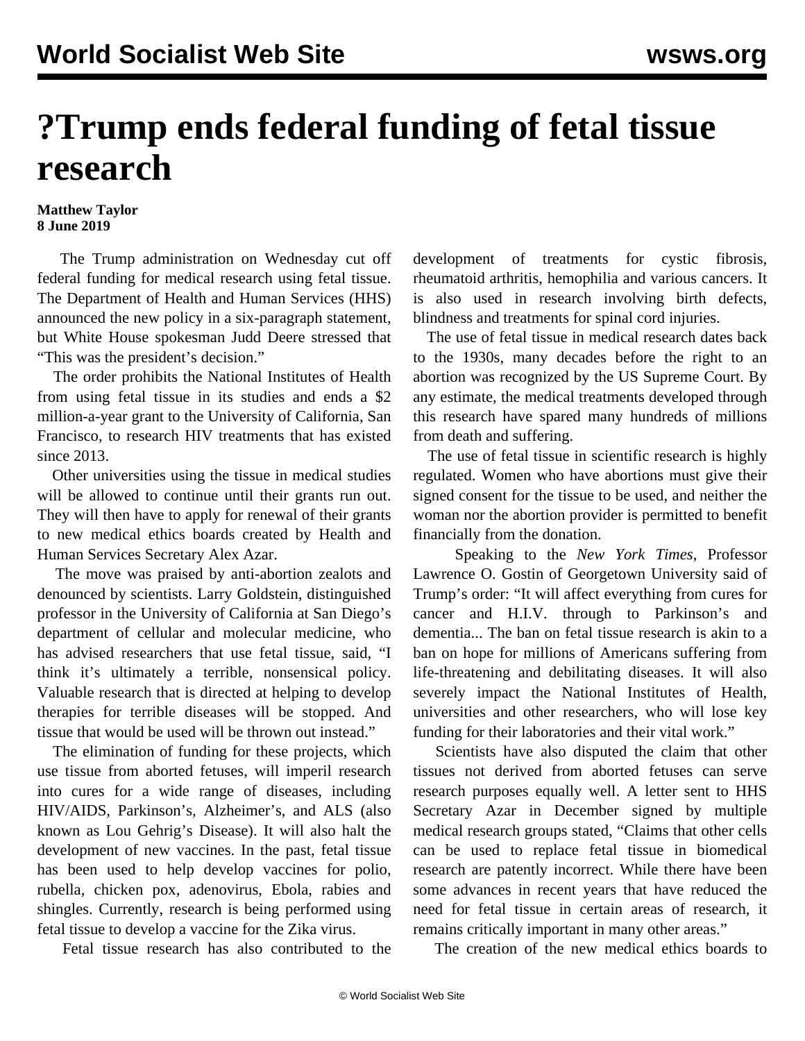# ?Trump ends federal funding of fetal tissue research

**Matthew Taylor**
**8 June 2019**

The Trump administration on Wednesday cut off federal funding for medical research using fetal tissue. The Department of Health and Human Services (HHS) announced the new policy in a six-paragraph statement, but White House spokesman Judd Deere stressed that "This was the president's decision."

The order prohibits the National Institutes of Health from using fetal tissue in its studies and ends a $2 million-a-year grant to the University of California, San Francisco, to research HIV treatments that has existed since 2013.

Other universities using the tissue in medical studies will be allowed to continue until their grants run out. They will then have to apply for renewal of their grants to new medical ethics boards created by Health and Human Services Secretary Alex Azar.

The move was praised by anti-abortion zealots and denounced by scientists. Larry Goldstein, distinguished professor in the University of California at San Diego's department of cellular and molecular medicine, who has advised researchers that use fetal tissue, said, "I think it's ultimately a terrible, nonsensical policy. Valuable research that is directed at helping to develop therapies for terrible diseases will be stopped. And tissue that would be used will be thrown out instead."

The elimination of funding for these projects, which use tissue from aborted fetuses, will imperil research into cures for a wide range of diseases, including HIV/AIDS, Parkinson's, Alzheimer's, and ALS (also known as Lou Gehrig's Disease). It will also halt the development of new vaccines. In the past, fetal tissue has been used to help develop vaccines for polio, rubella, chicken pox, adenovirus, Ebola, rabies and shingles. Currently, research is being performed using fetal tissue to develop a vaccine for the Zika virus.

Fetal tissue research has also contributed to the development of treatments for cystic fibrosis, rheumatoid arthritis, hemophilia and various cancers. It is also used in research involving birth defects, blindness and treatments for spinal cord injuries.

The use of fetal tissue in medical research dates back to the 1930s, many decades before the right to an abortion was recognized by the US Supreme Court. By any estimate, the medical treatments developed through this research have spared many hundreds of millions from death and suffering.

The use of fetal tissue in scientific research is highly regulated. Women who have abortions must give their signed consent for the tissue to be used, and neither the woman nor the abortion provider is permitted to benefit financially from the donation.

Speaking to the *New York Times*, Professor Lawrence O. Gostin of Georgetown University said of Trump's order: "It will affect everything from cures for cancer and H.I.V. through to Parkinson's and dementia... The ban on fetal tissue research is akin to a ban on hope for millions of Americans suffering from life-threatening and debilitating diseases. It will also severely impact the National Institutes of Health, universities and other researchers, who will lose key funding for their laboratories and their vital work."

Scientists have also disputed the claim that other tissues not derived from aborted fetuses can serve research purposes equally well. A letter sent to HHS Secretary Azar in December signed by multiple medical research groups stated, "Claims that other cells can be used to replace fetal tissue in biomedical research are patently incorrect. While there have been some advances in recent years that have reduced the need for fetal tissue in certain areas of research, it remains critically important in many other areas."

The creation of the new medical ethics boards to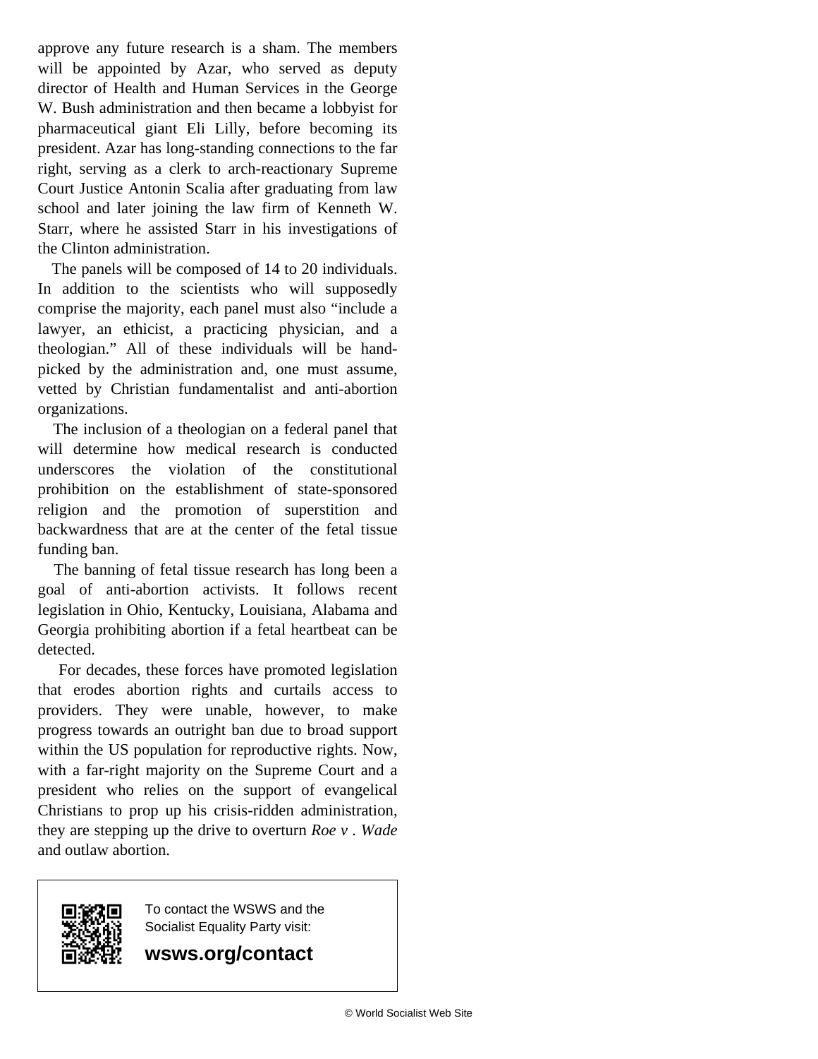approve any future research is a sham. The members will be appointed by Azar, who served as deputy director of Health and Human Services in the George W. Bush administration and then became a lobbyist for pharmaceutical giant Eli Lilly, before becoming its president. Azar has long-standing connections to the far right, serving as a clerk to arch-reactionary Supreme Court Justice Antonin Scalia after graduating from law school and later joining the law firm of Kenneth W. Starr, where he assisted Starr in his investigations of the Clinton administration.

The panels will be composed of 14 to 20 individuals. In addition to the scientists who will supposedly comprise the majority, each panel must also "include a lawyer, an ethicist, a practicing physician, and a theologian." All of these individuals will be hand-picked by the administration and, one must assume, vetted by Christian fundamentalist and anti-abortion organizations.

The inclusion of a theologian on a federal panel that will determine how medical research is conducted underscores the violation of the constitutional prohibition on the establishment of state-sponsored religion and the promotion of superstition and backwardness that are at the center of the fetal tissue funding ban.

The banning of fetal tissue research has long been a goal of anti-abortion activists. It follows recent legislation in Ohio, Kentucky, Louisiana, Alabama and Georgia prohibiting abortion if a fetal heartbeat can be detected.

For decades, these forces have promoted legislation that erodes abortion rights and curtails access to providers. They were unable, however, to make progress towards an outright ban due to broad support within the US population for reproductive rights. Now, with a far-right majority on the Supreme Court and a president who relies on the support of evangelical Christians to prop up his crisis-ridden administration, they are stepping up the drive to overturn *Roe v . Wade* and outlaw abortion.

To contact the WSWS and the Socialist Equality Party visit:

**wsws.org/contact**